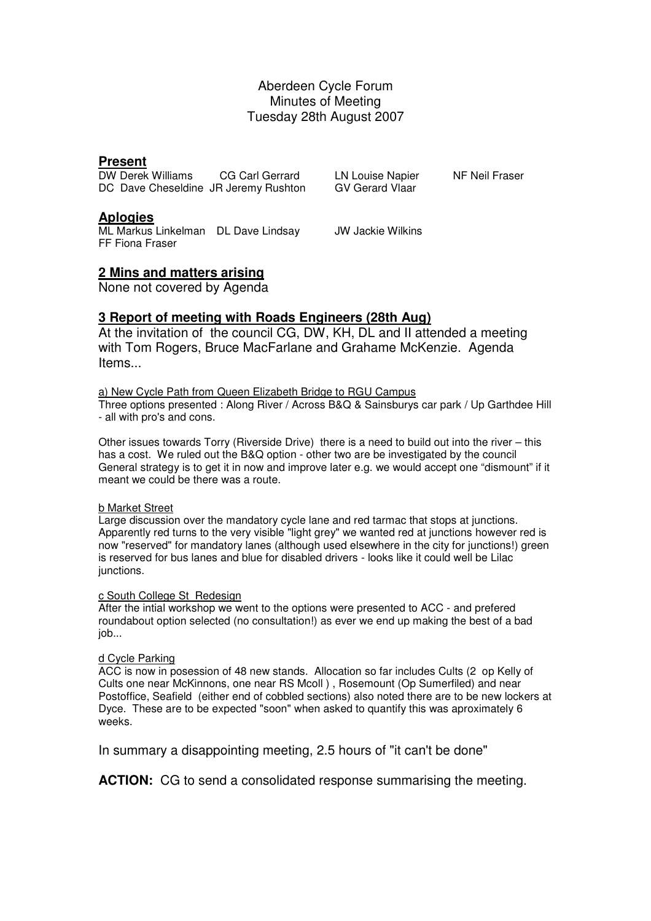Aberdeen Cycle Forum
Minutes of Meeting
Tuesday 28th August 2007

## Present

DW Derek Williams CG Carl Gerrard LN Louise Napier NF Neil Fraser
DC Dave Cheseldine JR Jeremy Rushton GV Gerard Vlaar

## Aplogies

ML Markus Linkelman DL Dave Lindsay JW Jackie Wilkins
FF Fiona Fraser

## 2 Mins and matters arising

None not covered by Agenda

## 3 Report of meeting with Roads Engineers (28th Aug)

At the invitation of the council CG, DW, KH, DL and II attended a meeting with Tom Rogers, Bruce MacFarlane and Grahame McKenzie. Agenda Items...

a) New Cycle Path from Queen Elizabeth Bridge to RGU Campus

Three options presented : Along River / Across B&Q & Sainsburys car park / Up Garthdee Hill - all with pro's and cons.

Other issues towards Torry (Riverside Drive) there is a need to build out into the river – this has a cost. We ruled out the B&Q option - other two are be investigated by the council General strategy is to get it in now and improve later e.g. we would accept one "dismount" if it meant we could be there was a route.

b Market Street

Large discussion over the mandatory cycle lane and red tarmac that stops at junctions. Apparently red turns to the very visible "light grey" we wanted red at junctions however red is now "reserved" for mandatory lanes (although used elsewhere in the city for junctions!) green is reserved for bus lanes and blue for disabled drivers - looks like it could well be Lilac junctions.

c South College St Redesign

After the intial workshop we went to the options were presented to ACC - and prefered roundabout option selected (no consultation!) as ever we end up making the best of a bad job...

d Cycle Parking

ACC is now in posession of 48 new stands. Allocation so far includes Cults (2 op Kelly of Cults one near McKinnons, one near RS Mcoll ) , Rosemount (Op Sumerfiled) and near Postoffice, Seafield (either end of cobbled sections) also noted there are to be new lockers at Dyce. These are to be expected "soon" when asked to quantify this was aproximately 6 weeks.

In summary a disappointing meeting, 2.5 hours of "it can't be done"

**ACTION:** CG to send a consolidated response summarising the meeting.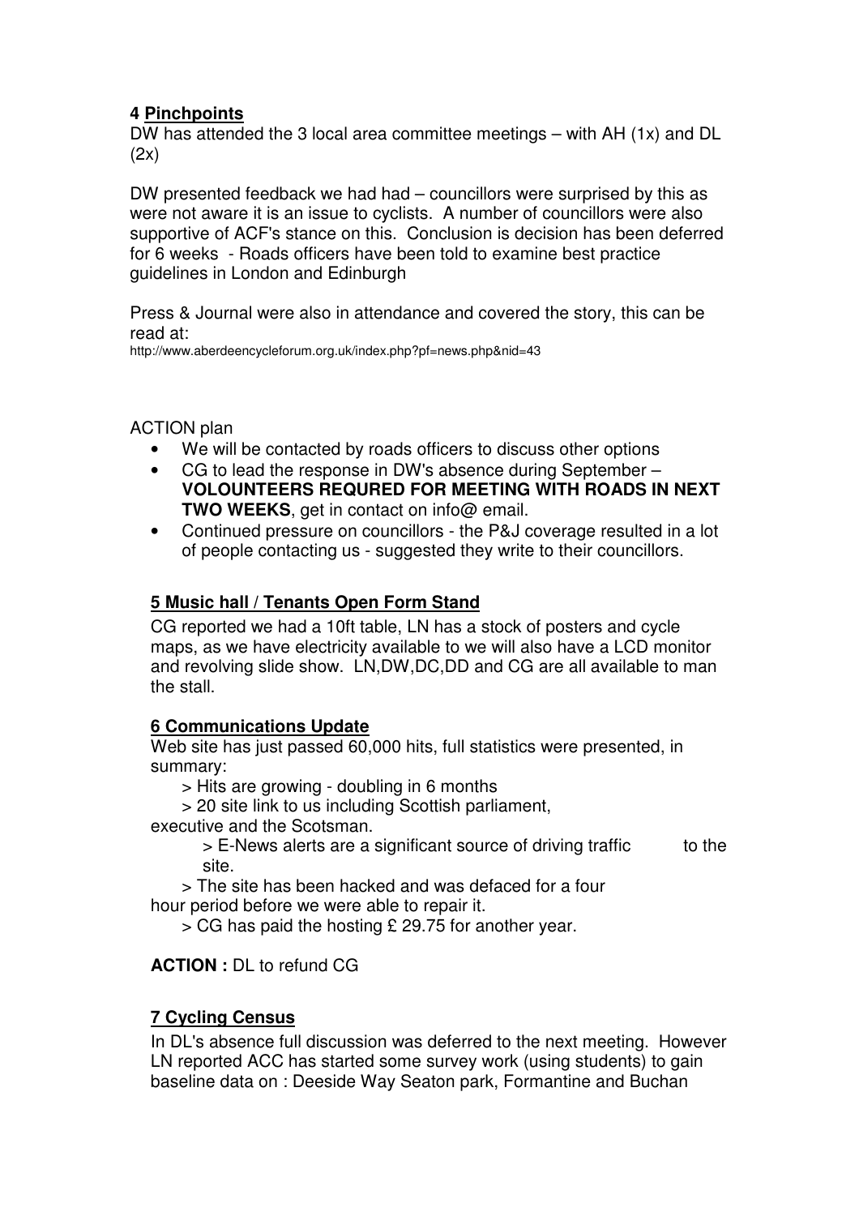## 4 Pinchpoints

DW has attended the 3 local area committee meetings – with AH (1x) and DL (2x)

DW presented feedback we had had – councillors were surprised by this as were not aware it is an issue to cyclists. A number of councillors were also supportive of ACF's stance on this. Conclusion is decision has been deferred for 6 weeks - Roads officers have been told to examine best practice guidelines in London and Edinburgh

Press & Journal were also in attendance and covered the story, this can be read at:
http://www.aberdeencycleforum.org.uk/index.php?pf=news.php&nid=43

ACTION plan

- We will be contacted by roads officers to discuss other options
- CG to lead the response in DW's absence during September – **VOLOUNTEERS REQURED FOR MEETING WITH ROADS IN NEXT TWO WEEKS**, get in contact on info@ email.
- Continued pressure on councillors - the P&J coverage resulted in a lot of people contacting us - suggested they write to their councillors.

## 5 Music hall / Tenants Open Form Stand

CG reported we had a 10ft table, LN has a stock of posters and cycle maps, as we have electricity available to we will also have a LCD monitor and revolving slide show. LN,DW,DC,DD and CG are all available to man the stall.

## 6 Communications Update

Web site has just passed 60,000 hits, full statistics were presented, in summary:

> Hits are growing - doubling in 6 months
> 20 site link to us including Scottish parliament, executive and the Scotsman.
> E-News alerts are a significant source of driving traffic to the site.
> The site has been hacked and was defaced for a four hour period before we were able to repair it.
> CG has paid the hosting £ 29.75 for another year.

**ACTION :** DL to refund CG

## 7 Cycling Census

In DL's absence full discussion was deferred to the next meeting. However LN reported ACC has started some survey work (using students) to gain baseline data on : Deeside Way Seaton park, Formantine and Buchan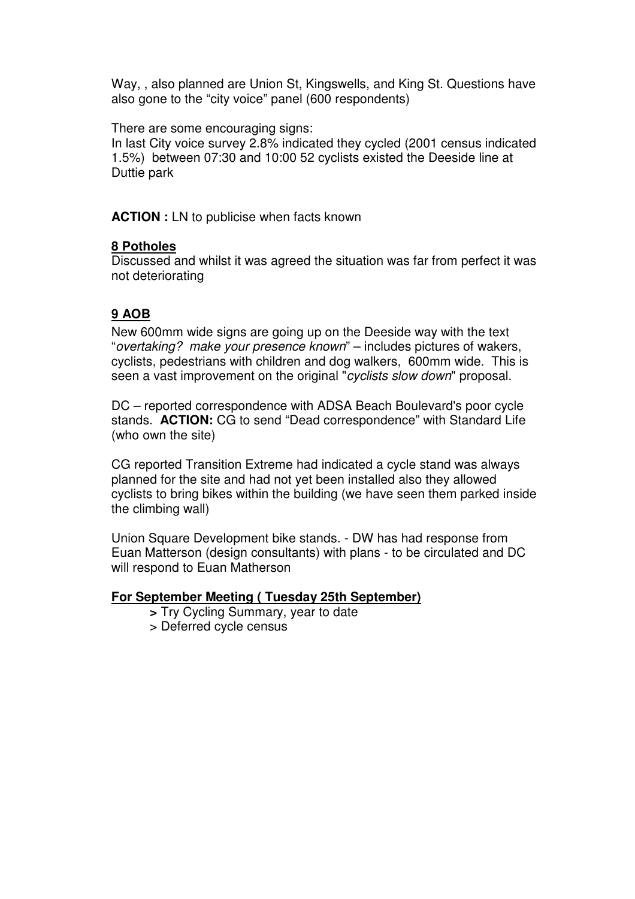Way, , also planned are Union St, Kingswells, and King St. Questions have also gone to the "city voice" panel (600 respondents)

There are some encouraging signs:
In last City voice survey 2.8% indicated they cycled (2001 census indicated 1.5%) between 07:30 and 10:00 52 cyclists existed the Deeside line at Duttie park

**ACTION :** LN to publicise when facts known

## 8 Potholes

Discussed and whilst it was agreed the situation was far from perfect it was not deteriorating

## 9 AOB

New 600mm wide signs are going up on the Deeside way with the text "*overtaking? make your presence known*" – includes pictures of wakers, cyclists, pedestrians with children and dog walkers, 600mm wide. This is seen a vast improvement on the original "*cyclists slow down*" proposal.

DC – reported correspondence with ADSA Beach Boulevard's poor cycle stands. **ACTION:** CG to send "Dead correspondence" with Standard Life (who own the site)

CG reported Transition Extreme had indicated a cycle stand was always planned for the site and had not yet been installed also they allowed cyclists to bring bikes within the building (we have seen them parked inside the climbing wall)

Union Square Development bike stands. - DW has had response from Euan Matterson (design consultants) with plans - to be circulated and DC will respond to Euan Matherson

## For September Meeting ( Tuesday 25th September)

> Try Cycling Summary, year to date
> Deferred cycle census